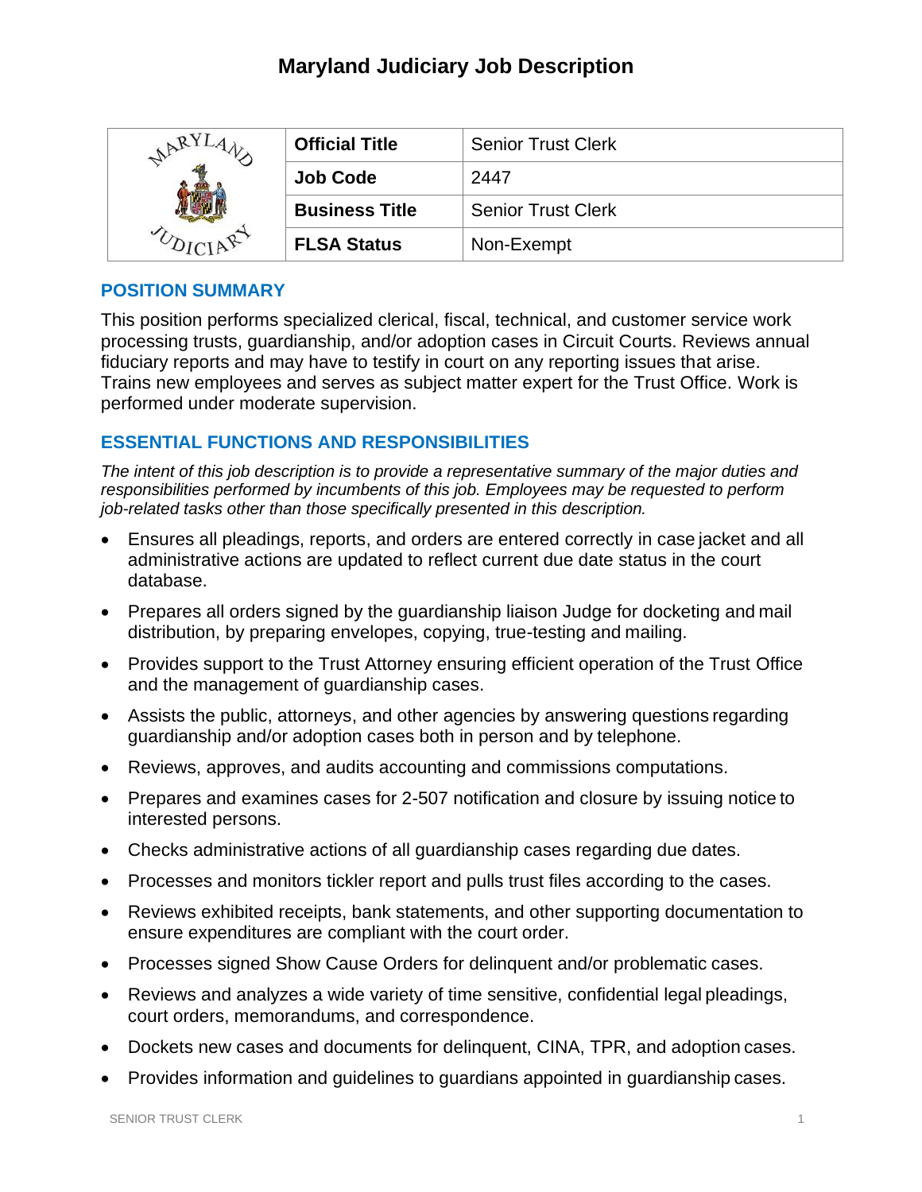# Maryland Judiciary Job Description

| | Official Title | Senior Trust Clerk |
|---|---|---|
| | Job Code | 2447 |
| | Business Title | Senior Trust Clerk |
| | FLSA Status | Non-Exempt |

## POSITION SUMMARY

This position performs specialized clerical, fiscal, technical, and customer service work processing trusts, guardianship, and/or adoption cases in Circuit Courts. Reviews annual fiduciary reports and may have to testify in court on any reporting issues that arise. Trains new employees and serves as subject matter expert for the Trust Office. Work is performed under moderate supervision.

## ESSENTIAL FUNCTIONS AND RESPONSIBILITIES

*The intent of this job description is to provide a representative summary of the major duties and responsibilities performed by incumbents of this job. Employees may be requested to perform job-related tasks other than those specifically presented in this description.*

- Ensures all pleadings, reports, and orders are entered correctly in case jacket and all administrative actions are updated to reflect current due date status in the court database.
- Prepares all orders signed by the guardianship liaison Judge for docketing and mail distribution, by preparing envelopes, copying, true-testing and mailing.
- Provides support to the Trust Attorney ensuring efficient operation of the Trust Office and the management of guardianship cases.
- Assists the public, attorneys, and other agencies by answering questions regarding guardianship and/or adoption cases both in person and by telephone.
- Reviews, approves, and audits accounting and commissions computations.
- Prepares and examines cases for 2-507 notification and closure by issuing notice to interested persons.
- Checks administrative actions of all guardianship cases regarding due dates.
- Processes and monitors tickler report and pulls trust files according to the cases.
- Reviews exhibited receipts, bank statements, and other supporting documentation to ensure expenditures are compliant with the court order.
- Processes signed Show Cause Orders for delinquent and/or problematic cases.
- Reviews and analyzes a wide variety of time sensitive, confidential legal pleadings, court orders, memorandums, and correspondence.
- Dockets new cases and documents for delinquent, CINA, TPR, and adoption cases.
- Provides information and guidelines to guardians appointed in guardianship cases.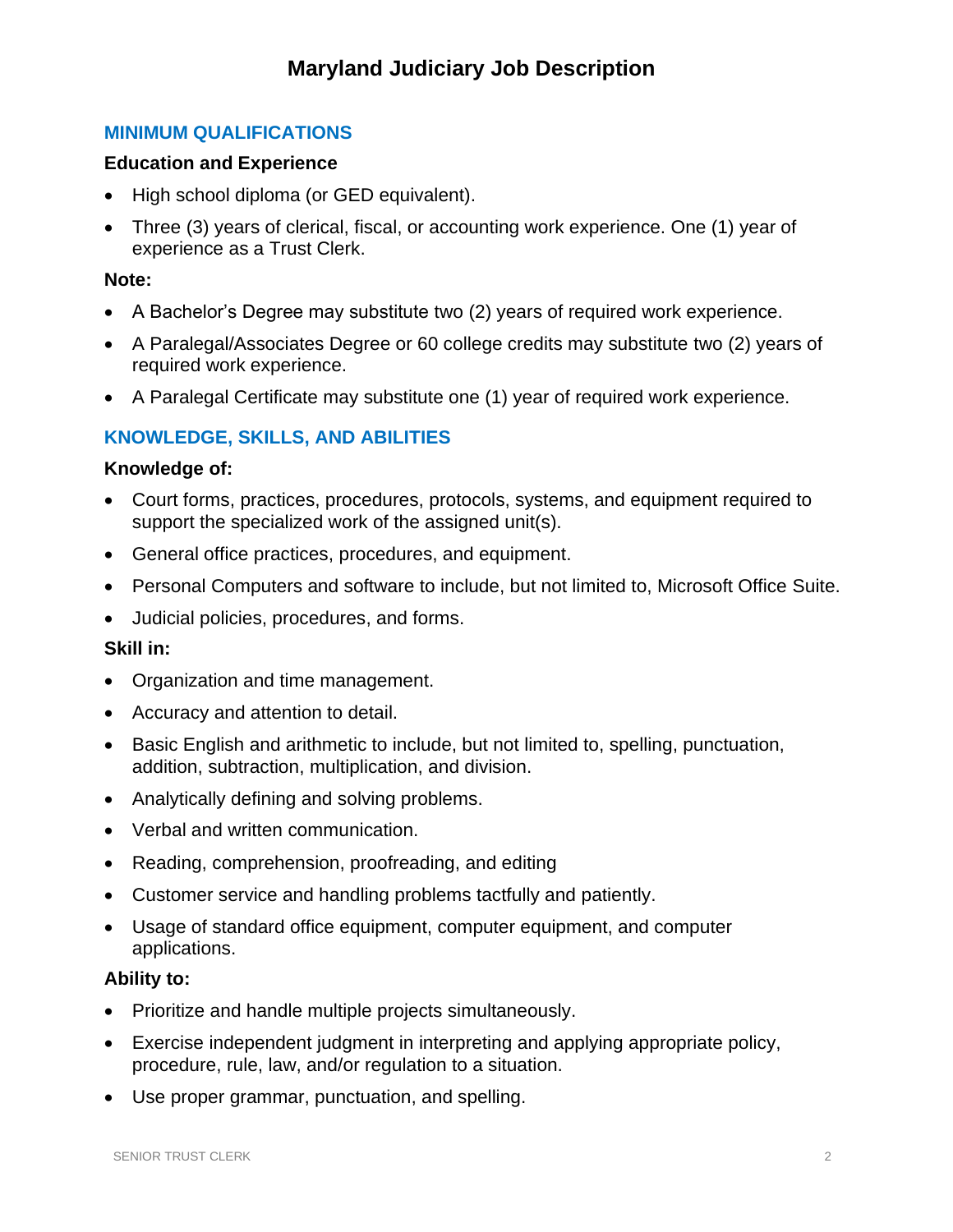# Maryland Judiciary Job Description

## MINIMUM QUALIFICATIONS

### Education and Experience

- High school diploma (or GED equivalent).
- Three (3) years of clerical, fiscal, or accounting work experience. One (1) year of experience as a Trust Clerk.

**Note:**

- A Bachelor's Degree may substitute two (2) years of required work experience.
- A Paralegal/Associates Degree or 60 college credits may substitute two (2) years of required work experience.
- A Paralegal Certificate may substitute one (1) year of required work experience.

## KNOWLEDGE, SKILLS, AND ABILITIES

### Knowledge of:

- Court forms, practices, procedures, protocols, systems, and equipment required to support the specialized work of the assigned unit(s).
- General office practices, procedures, and equipment.
- Personal Computers and software to include, but not limited to, Microsoft Office Suite.
- Judicial policies, procedures, and forms.

### Skill in:

- Organization and time management.
- Accuracy and attention to detail.
- Basic English and arithmetic to include, but not limited to, spelling, punctuation, addition, subtraction, multiplication, and division.
- Analytically defining and solving problems.
- Verbal and written communication.
- Reading, comprehension, proofreading, and editing
- Customer service and handling problems tactfully and patiently.
- Usage of standard office equipment, computer equipment, and computer applications.

### Ability to:

- Prioritize and handle multiple projects simultaneously.
- Exercise independent judgment in interpreting and applying appropriate policy, procedure, rule, law, and/or regulation to a situation.
- Use proper grammar, punctuation, and spelling.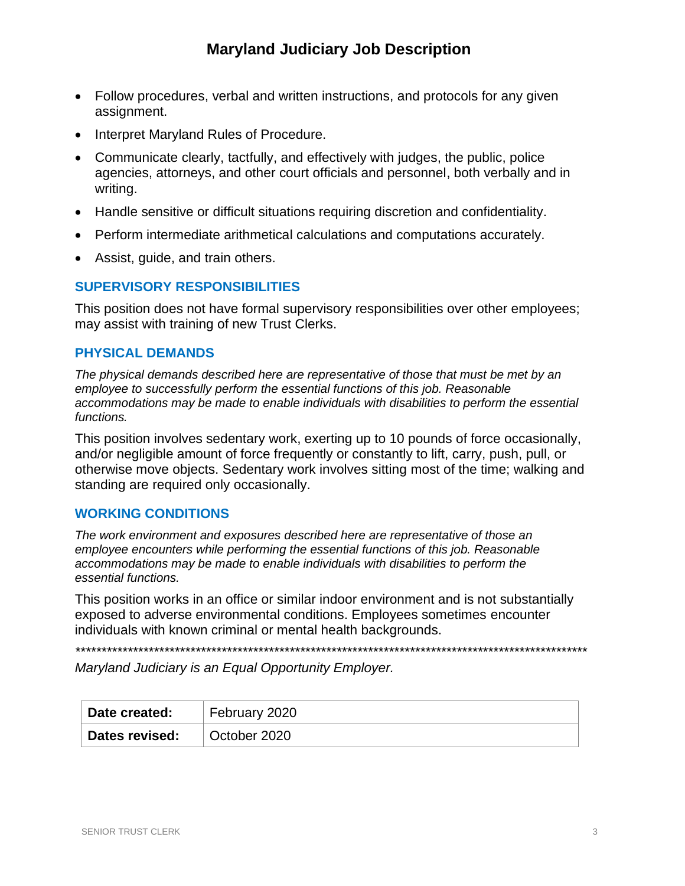- Follow procedures, verbal and written instructions, and protocols for any given assignment.
- Interpret Maryland Rules of Procedure.
- Communicate clearly, tactfully, and effectively with judges, the public, police agencies, attorneys, and other court officials and personnel, both verbally and in writing.
- Handle sensitive or difficult situations requiring discretion and confidentiality.
- Perform intermediate arithmetical calculations and computations accurately.
- Assist, guide, and train others.

## SUPERVISORY RESPONSIBILITIES

This position does not have formal supervisory responsibilities over other employees; may assist with training of new Trust Clerks.

## PHYSICAL DEMANDS

*The physical demands described here are representative of those that must be met by an employee to successfully perform the essential functions of this job. Reasonable accommodations may be made to enable individuals with disabilities to perform the essential functions.*

This position involves sedentary work, exerting up to 10 pounds of force occasionally, and/or negligible amount of force frequently or constantly to lift, carry, push, pull, or otherwise move objects. Sedentary work involves sitting most of the time; walking and standing are required only occasionally.

## WORKING CONDITIONS

*The work environment and exposures described here are representative of those an employee encounters while performing the essential functions of this job. Reasonable accommodations may be made to enable individuals with disabilities to perform the essential functions.*

This position works in an office or similar indoor environment and is not substantially exposed to adverse environmental conditions. Employees sometimes encounter individuals with known criminal or mental health backgrounds.

****************************************************************************************************

*Maryland Judiciary is an Equal Opportunity Employer.*

| | |
|---|---|
| **Date created:** | February 2020 |
| **Dates revised:** | October 2020 |